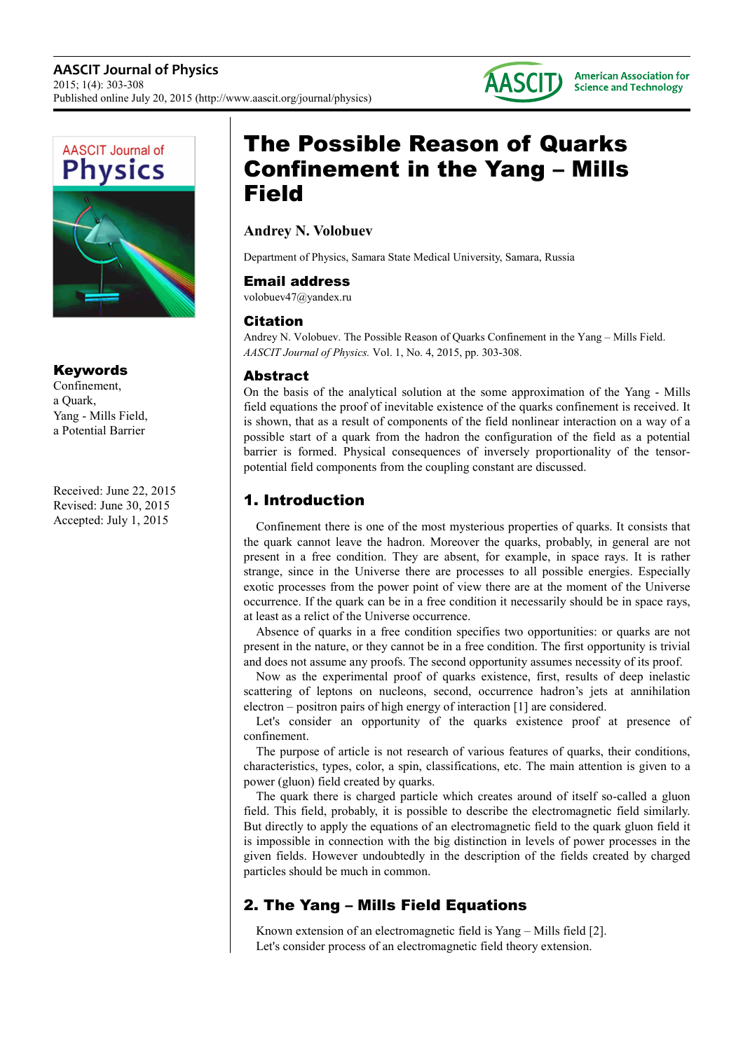# The Possible Reason of Quarks Confinement in the Yang – Mills Field

**Andrey N. Volobuev**

Department of Physics, Samara State Medical University, Samara, Russia

### Email address

volobuev47@yandex.ru

### Citation

Andrey N. Volobuev. The Possible Reason of Quarks Confinement in the Yang – Mills Field. *AASCIT Journal of Physics.* Vol. 1, No. 4, 2015, pp. 303-308.

### Keywords

Confinement,
a Quark,
Yang - Mills Field,
a Potential Barrier

Received: June 22, 2015
Revised: June 30, 2015
Accepted: July 1, 2015

### Abstract

On the basis of the analytical solution at the some approximation of the Yang - Mills field equations the proof of inevitable existence of the quarks confinement is received. It is shown, that as a result of components of the field nonlinear interaction on a way of a possible start of a quark from the hadron the configuration of the field as a potential barrier is formed. Physical consequences of inversely proportionality of the tensor-potential field components from the coupling constant are discussed.

## 1. Introduction

Confinement there is one of the most mysterious properties of quarks. It consists that the quark cannot leave the hadron. Moreover the quarks, probably, in general are not present in a free condition. They are absent, for example, in space rays. It is rather strange, since in the Universe there are processes to all possible energies. Especially exotic processes from the power point of view there are at the moment of the Universe occurrence. If the quark can be in a free condition it necessarily should be in space rays, at least as a relict of the Universe occurrence.

Absence of quarks in a free condition specifies two opportunities: or quarks are not present in the nature, or they cannot be in a free condition. The first opportunity is trivial and does not assume any proofs. The second opportunity assumes necessity of its proof.

Now as the experimental proof of quarks existence, first, results of deep inelastic scattering of leptons on nucleons, second, occurrence hadron's jets at annihilation electron – positron pairs of high energy of interaction [1] are considered.

Let's consider an opportunity of the quarks existence proof at presence of confinement.

The purpose of article is not research of various features of quarks, their conditions, characteristics, types, color, a spin, classifications, etc. The main attention is given to a power (gluon) field created by quarks.

The quark there is charged particle which creates around of itself so-called a gluon field. This field, probably, it is possible to describe the electromagnetic field similarly. But directly to apply the equations of an electromagnetic field to the quark gluon field it is impossible in connection with the big distinction in levels of power processes in the given fields. However undoubtedly in the description of the fields created by charged particles should be much in common.

## 2. The Yang – Mills Field Equations

Known extension of an electromagnetic field is Yang – Mills field [2].

Let's consider process of an electromagnetic field theory extension.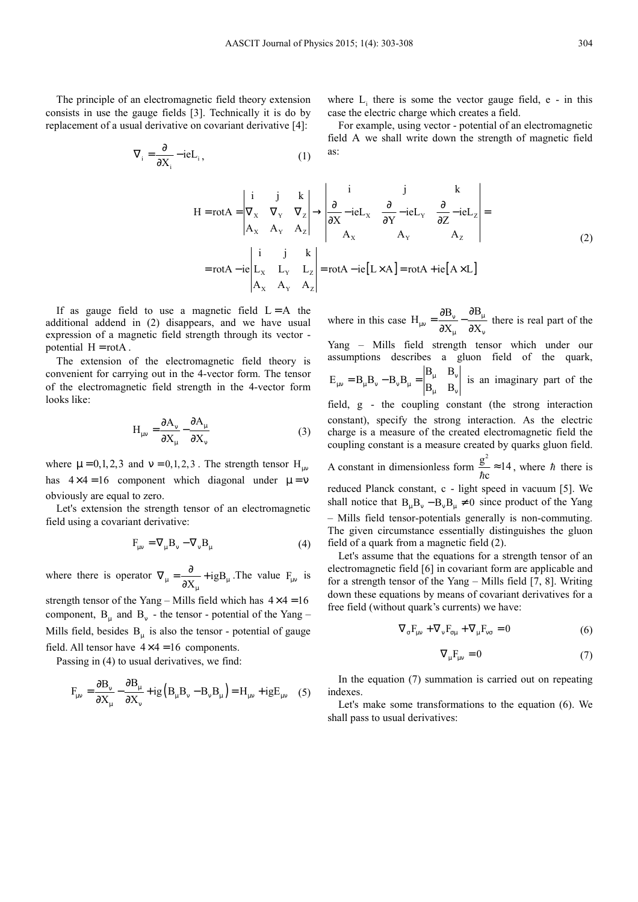The principle of an electromagnetic field theory extension consists in use the gauge fields [3]. Technically it is do by replacement of a usual derivative on covariant derivative [4]:

$$\nabla_i = \frac{\partial}{\partial X_i} - ieL_i, \tag{1}$$

where $L_i$ there is some the vector gauge field, e - in this case the electric charge which creates a field.

For example, using vector - potential of an electromagnetic field A we shall write down the strength of magnetic field as:

$$H = \text{rot}A = \begin{vmatrix} i & j & k \\ \nabla_X & \nabla_Y & \nabla_Z \\ A_X & A_Y & A_Z \end{vmatrix} \rightarrow \begin{vmatrix} i & j & k \\ \frac{\partial}{\partial X} - ieL_X & \frac{\partial}{\partial Y} - ieL_Y & \frac{\partial}{\partial Z} - ieL_Z \\ A_X & A_Y & A_Z \end{vmatrix} =$$
$$= \text{rot}A - ie\begin{vmatrix} i & j & k \\ L_X & L_Y & L_Z \\ A_X & A_Y & A_Z \end{vmatrix} = \text{rot}A - ie[L \times A] = \text{rot}A + ie[A \times L] \tag{2}$$

If as gauge field to use a magnetic field $L = A$ the additional addend in (2) disappears, and we have usual expression of a magnetic field strength through its vector - potential $H = \text{rot}A$.

The extension of the electromagnetic field theory is convenient for carrying out in the 4-vector form. The tensor of the electromagnetic field strength in the 4-vector form looks like:

$$H_{\mu\nu} = \frac{\partial A_\nu}{\partial X_\mu} - \frac{\partial A_\mu}{\partial X_\nu} \tag{3}$$

where $\mu = 0,1,2,3$ and $\nu = 0,1,2,3$. The strength tensor $H_{\mu\nu}$ has $4 \times 4 = 16$ component which diagonal under $\mu = \nu$ obviously are equal to zero.

Let's extension the strength tensor of an electromagnetic field using a covariant derivative:

$$F_{\mu\nu} = \nabla_\mu B_\nu - \nabla_\nu B_\mu \tag{4}$$

where there is operator $\nabla_\mu = \frac{\partial}{\partial X_\mu} + igB_\mu$. The value $F_{\mu\nu}$ is strength tensor of the Yang – Mills field which has $4 \times 4 = 16$ component, $B_\mu$ and $B_\nu$ - the tensor - potential of the Yang – Mills field, besides $B_\mu$ is also the tensor - potential of gauge field. All tensor have $4 \times 4 = 16$ components.

Passing in (4) to usual derivatives, we find:

$$F_{\mu\nu} = \frac{\partial B_\nu}{\partial X_\mu} - \frac{\partial B_\mu}{\partial X_\nu} + ig\left(B_\mu B_\nu - B_\nu B_\mu\right) = H_{\mu\nu} + igE_{\mu\nu} \tag{5}$$

where in this case $H_{\mu\nu} = \frac{\partial B_\nu}{\partial X_\mu} - \frac{\partial B_\mu}{\partial X_\nu}$ there is real part of the Yang – Mills field strength tensor which under our assumptions describes a gluon field of the quark, $E_{\mu\nu} = B_\mu B_\nu - B_\nu B_\mu = \begin{vmatrix} B_\mu & B_\nu \\ B_\mu & B_\nu \end{vmatrix}$ is an imaginary part of the field, g - the coupling constant (the strong interaction constant), specify the strong interaction. As the electric charge is a measure of the created electromagnetic field the coupling constant is a measure created by quarks gluon field. A constant in dimensionless form $\frac{g^2}{\hbar c} \approx 14$, where $\hbar$ there is reduced Planck constant, c - light speed in vacuum [5]. We shall notice that $B_\mu B_\nu - B_\nu B_\mu \neq 0$ since product of the Yang – Mills field tensor-potentials generally is non-commuting. The given circumstance essentially distinguishes the gluon field of a quark from a magnetic field (2).

Let's assume that the equations for a strength tensor of an electromagnetic field [6] in covariant form are applicable and for a strength tensor of the Yang – Mills field [7, 8]. Writing down these equations by means of covariant derivatives for a free field (without quark's currents) we have:

$$\nabla_\sigma F_{\mu\nu} + \nabla_\nu F_{\sigma\mu} + \nabla_\mu F_{\nu\sigma} = 0 \tag{6}$$

$$\nabla_\mu F_{\mu\nu} = 0 \tag{7}$$

In the equation (7) summation is carried out on repeating indexes.

Let's make some transformations to the equation (6). We shall pass to usual derivatives: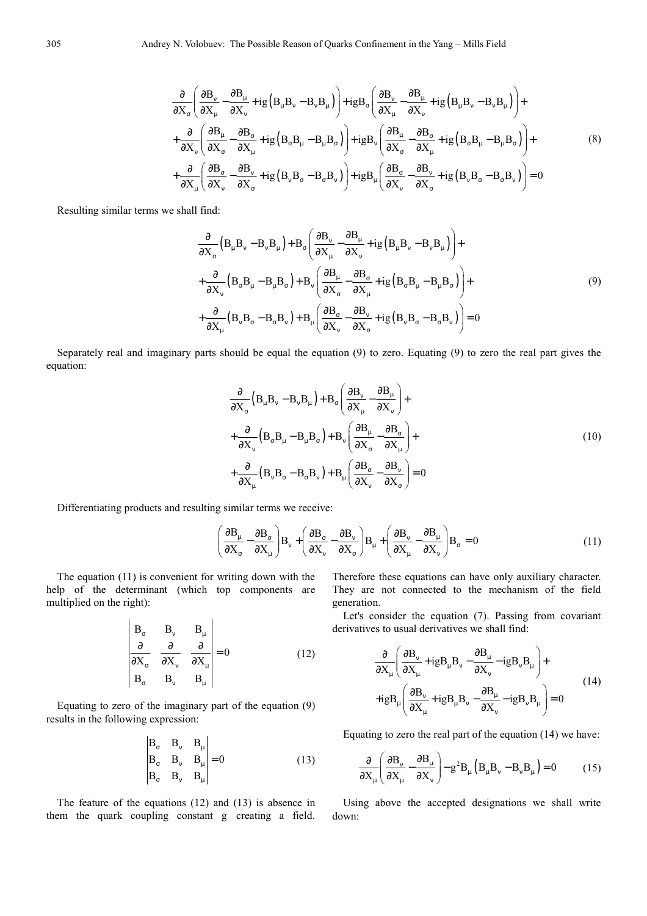$$
\begin{aligned}
&\frac{\partial}{\partial X_\sigma}\left(\frac{\partial B_\nu}{\partial X_\mu}-\frac{\partial B_\mu}{\partial X_\nu}+ig\left(B_\mu B_\nu - B_\nu B_\mu\right)\right)+igB_\sigma\left(\frac{\partial B_\nu}{\partial X_\mu}-\frac{\partial B_\mu}{\partial X_\nu}+ig\left(B_\mu B_\nu - B_\nu B_\mu\right)\right)+\\
&+\frac{\partial}{\partial X_\nu}\left(\frac{\partial B_\mu}{\partial X_\sigma}-\frac{\partial B_\sigma}{\partial X_\mu}+ig\left(B_\sigma B_\mu - B_\mu B_\sigma\right)\right)+igB_\nu\left(\frac{\partial B_\mu}{\partial X_\sigma}-\frac{\partial B_\sigma}{\partial X_\mu}+ig\left(B_\sigma B_\mu - B_\mu B_\sigma\right)\right)+\\
&+\frac{\partial}{\partial X_\mu}\left(\frac{\partial B_\sigma}{\partial X_\nu}-\frac{\partial B_\nu}{\partial X_\sigma}+ig\left(B_\nu B_\sigma - B_\sigma B_\nu\right)\right)+igB_\mu\left(\frac{\partial B_\sigma}{\partial X_\nu}-\frac{\partial B_\nu}{\partial X_\sigma}+ig\left(B_\nu B_\sigma - B_\sigma B_\nu\right)\right)=0
\end{aligned}
\tag{8}
$$

Resulting similar terms we shall find:

$$
\begin{aligned}
&\frac{\partial}{\partial X_\sigma}\left(B_\mu B_\nu - B_\nu B_\mu\right)+B_\sigma\left(\frac{\partial B_\nu}{\partial X_\mu}-\frac{\partial B_\mu}{\partial X_\nu}+ig\left(B_\mu B_\nu - B_\nu B_\mu\right)\right)+\\
&+\frac{\partial}{\partial X_\nu}\left(B_\sigma B_\mu - B_\mu B_\sigma\right)+B_\nu\left(\frac{\partial B_\mu}{\partial X_\sigma}-\frac{\partial B_\sigma}{\partial X_\mu}+ig\left(B_\sigma B_\mu - B_\mu B_\sigma\right)\right)+\\
&+\frac{\partial}{\partial X_\mu}\left(B_\nu B_\sigma - B_\sigma B_\nu\right)+B_\mu\left(\frac{\partial B_\sigma}{\partial X_\nu}-\frac{\partial B_\nu}{\partial X_\sigma}+ig\left(B_\nu B_\sigma - B_\sigma B_\nu\right)\right)=0
\end{aligned}
\tag{9}
$$

Separately real and imaginary parts should be equal the equation (9) to zero. Equating (9) to zero the real part gives the equation:

$$
\begin{aligned}
&\frac{\partial}{\partial X_\sigma}\left(B_\mu B_\nu - B_\nu B_\mu\right)+B_\sigma\left(\frac{\partial B_\nu}{\partial X_\mu}-\frac{\partial B_\mu}{\partial X_\nu}\right)+\\
&+\frac{\partial}{\partial X_\nu}\left(B_\sigma B_\mu - B_\mu B_\sigma\right)+B_\nu\left(\frac{\partial B_\mu}{\partial X_\sigma}-\frac{\partial B_\sigma}{\partial X_\mu}\right)+\\
&+\frac{\partial}{\partial X_\mu}\left(B_\nu B_\sigma - B_\sigma B_\nu\right)+B_\mu\left(\frac{\partial B_\sigma}{\partial X_\nu}-\frac{\partial B_\nu}{\partial X_\sigma}\right)=0
\end{aligned}
\tag{10}
$$

Differentiating products and resulting similar terms we receive:

$$
\left(\frac{\partial B_\mu}{\partial X_\sigma}-\frac{\partial B_\sigma}{\partial X_\mu}\right)B_\nu+\left(\frac{\partial B_\sigma}{\partial X_\nu}-\frac{\partial B_\nu}{\partial X_\sigma}\right)B_\mu+\left(\frac{\partial B_\nu}{\partial X_\mu}-\frac{\partial B_\mu}{\partial X_\nu}\right)B_\sigma=0
\tag{11}
$$

The equation (11) is convenient for writing down with the help of the determinant (which top components are multiplied on the right):

$$
\begin{vmatrix}
B_\sigma & B_\nu & B_\mu \\
\frac{\partial}{\partial X_\sigma} & \frac{\partial}{\partial X_\nu} & \frac{\partial}{\partial X_\mu} \\
B_\sigma & B_\nu & B_\mu
\end{vmatrix}=0
\tag{12}
$$

Equating to zero of the imaginary part of the equation (9) results in the following expression:

$$
\begin{vmatrix}
B_\sigma & B_\nu & B_\mu \\
B_\sigma & B_\nu & B_\mu \\
B_\sigma & B_\nu & B_\mu
\end{vmatrix}=0
\tag{13}
$$

The feature of the equations (12) and (13) is absence in them the quark coupling constant g creating a field. Therefore these equations can have only auxiliary character. They are not connected to the mechanism of the field generation.

Let's consider the equation (7). Passing from covariant derivatives to usual derivatives we shall find:

$$
\begin{aligned}
&\frac{\partial}{\partial X_\mu}\left(\frac{\partial B_\nu}{\partial X_\mu}+igB_\mu B_\nu-\frac{\partial B_\mu}{\partial X_\nu}-igB_\nu B_\mu\right)+\\
&+igB_\mu\left(\frac{\partial B_\nu}{\partial X_\mu}+igB_\mu B_\nu-\frac{\partial B_\mu}{\partial X_\nu}-igB_\nu B_\mu\right)=0
\end{aligned}
\tag{14}
$$

Equating to zero the real part of the equation (14) we have:

$$
\frac{\partial}{\partial X_\mu}\left(\frac{\partial B_\nu}{\partial X_\mu}-\frac{\partial B_\mu}{\partial X_\nu}\right)-g^2B_\mu\left(B_\mu B_\nu - B_\nu B_\mu\right)=0
\tag{15}
$$

Using above the accepted designations we shall write down: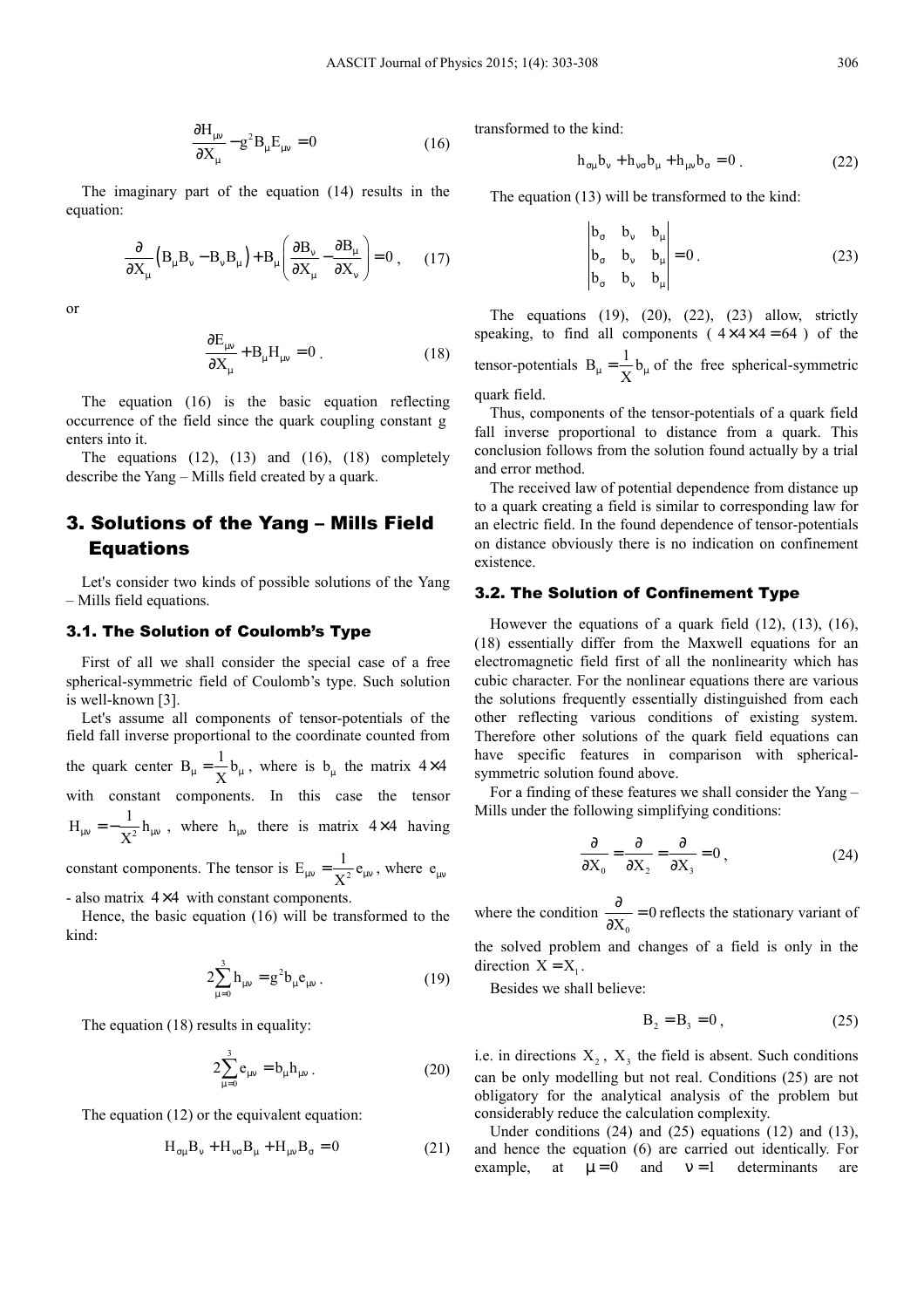$$\frac{\partial H_{\mu\nu}}{\partial X_\mu} - g^2 B_\mu E_{\mu\nu} = 0 \tag{16}$$

The imaginary part of the equation (14) results in the equation:

$$\frac{\partial}{\partial X_\mu}\left(B_\mu B_\nu - B_\nu B_\mu\right) + B_\mu\left(\frac{\partial B_\nu}{\partial X_\mu} - \frac{\partial B_\mu}{\partial X_\nu}\right) = 0, \tag{17}$$

or

$$\frac{\partial E_{\mu\nu}}{\partial X_\mu} + B_\mu H_{\mu\nu} = 0. \tag{18}$$

The equation (16) is the basic equation reflecting occurrence of the field since the quark coupling constant g enters into it.

The equations (12), (13) and (16), (18) completely describe the Yang – Mills field created by a quark.

## 3. Solutions of the Yang – Mills Field Equations

Let's consider two kinds of possible solutions of the Yang – Mills field equations.

### 3.1. The Solution of Coulomb's Type

First of all we shall consider the special case of a free spherical-symmetric field of Coulomb's type. Such solution is well-known [3].

Let's assume all components of tensor-potentials of the field fall inverse proportional to the coordinate counted from the quark center $B_\mu = \frac{1}{X} b_\mu$, where is $b_\mu$ the matrix $4\times4$ with constant components. In this case the tensor $H_{\mu\nu} = -\frac{1}{X^2} h_{\mu\nu}$, where $h_{\mu\nu}$ there is matrix $4\times4$ having constant components. The tensor is $E_{\mu\nu} = \frac{1}{X^2} e_{\mu\nu}$, where $e_{\mu\nu}$ - also matrix $4\times4$ with constant components.

Hence, the basic equation (16) will be transformed to the kind:

$$2\sum_{\mu=0}^{3} h_{\mu\nu} = g^2 b_\mu e_{\mu\nu}. \tag{19}$$

The equation (18) results in equality:

$$2\sum_{\mu=0}^{3} e_{\mu\nu} = b_\mu h_{\mu\nu}. \tag{20}$$

The equation (12) or the equivalent equation:

$$H_{\sigma\mu}B_\nu + H_{\nu\sigma}B_\mu + H_{\mu\nu}B_\sigma = 0 \tag{21}$$

transformed to the kind:

$$h_{\sigma\mu}b_\nu + h_{\nu\sigma}b_\mu + h_{\mu\nu}b_\sigma = 0. \tag{22}$$

The equation (13) will be transformed to the kind:

$$\begin{vmatrix} b_\sigma & b_\nu & b_\mu \\ b_\sigma & b_\nu & b_\mu \\ b_\sigma & b_\nu & b_\mu \end{vmatrix} = 0. \tag{23}$$

The equations (19), (20), (22), (23) allow, strictly speaking, to find all components ($4\times4\times4 = 64$) of the tensor-potentials $B_\mu = \frac{1}{X} b_\mu$ of the free spherical-symmetric quark field.

Thus, components of the tensor-potentials of a quark field fall inverse proportional to distance from a quark. This conclusion follows from the solution found actually by a trial and error method.

The received law of potential dependence from distance up to a quark creating a field is similar to corresponding law for an electric field. In the found dependence of tensor-potentials on distance obviously there is no indication on confinement existence.

### 3.2. The Solution of Confinement Type

However the equations of a quark field (12), (13), (16), (18) essentially differ from the Maxwell equations for an electromagnetic field first of all the nonlinearity which has cubic character. For the nonlinear equations there are various the solutions frequently essentially distinguished from each other reflecting various conditions of existing system. Therefore other solutions of the quark field equations can have specific features in comparison with spherical-symmetric solution found above.

For a finding of these features we shall consider the Yang – Mills under the following simplifying conditions:

$$\frac{\partial}{\partial X_0} = \frac{\partial}{\partial X_2} = \frac{\partial}{\partial X_3} = 0, \tag{24}$$

where the condition $\frac{\partial}{\partial X_0} = 0$ reflects the stationary variant of the solved problem and changes of a field is only in the direction $X = X_1$.

Besides we shall believe:

$$B_2 = B_3 = 0, \tag{25}$$

i.e. in directions $X_2$, $X_3$ the field is absent. Such conditions can be only modelling but not real. Conditions (25) are not obligatory for the analytical analysis of the problem but considerably reduce the calculation complexity.

Under conditions (24) and (25) equations (12) and (13), and hence the equation (6) are carried out identically. For example, at $\mu = 0$ and $\nu = 1$ determinants are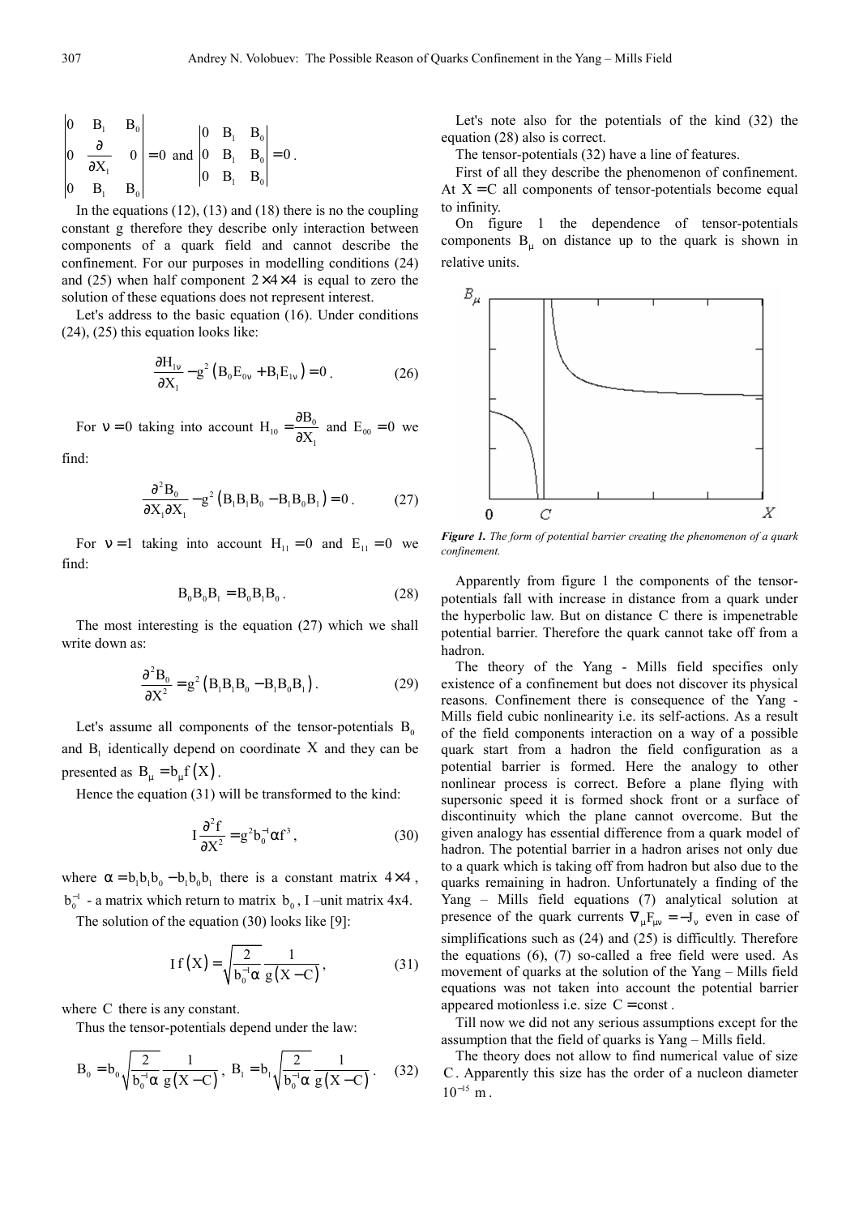$$\begin{vmatrix} 0 & B_1 & B_0 \\ 0 & \dfrac{\partial}{\partial X_1} & 0 \\ 0 & B_1 & B_0 \end{vmatrix} = 0 \text{ and } \begin{vmatrix} 0 & B_1 & B_0 \\ 0 & B_1 & B_0 \\ 0 & B_1 & B_0 \end{vmatrix} = 0 .$$

In the equations (12), (13) and (18) there is no the coupling constant g therefore they describe only interaction between components of a quark field and cannot describe the confinement. For our purposes in modelling conditions (24) and (25) when half component $2\times4\times4$ is equal to zero the solution of these equations does not represent interest.

Let's address to the basic equation (16). Under conditions (24), (25) this equation looks like:

$$\frac{\partial H_{1\nu}}{\partial X_1} - g^2\left(B_0 E_{0\nu} + B_1 E_{1\nu}\right) = 0 . \qquad (26)$$

For $\nu = 0$ taking into account $H_{10} = \dfrac{\partial B_0}{\partial X_1}$ and $E_{00} = 0$ we find:

$$\frac{\partial^2 B_0}{\partial X_1 \partial X_1} - g^2\left(B_1 B_1 B_0 - B_1 B_0 B_1\right) = 0 . \qquad (27)$$

For $\nu = 1$ taking into account $H_{11} = 0$ and $E_{11} = 0$ we find:

$$B_0 B_0 B_1 = B_0 B_1 B_0 . \qquad (28)$$

The most interesting is the equation (27) which we shall write down as:

$$\frac{\partial^2 B_0}{\partial X^2} = g^2\left(B_1 B_1 B_0 - B_1 B_0 B_1\right) . \qquad (29)$$

Let's assume all components of the tensor-potentials $B_0$ and $B_1$ identically depend on coordinate $X$ and they can be presented as $B_\mu = b_\mu f(X)$.

Hence the equation (31) will be transformed to the kind:

$$I\frac{\partial^2 f}{\partial X^2} = g^2 b_0^{-1} \alpha f^3 , \qquad (30)$$

where $\alpha = b_1 b_1 b_0 - b_1 b_0 b_1$ there is a constant matrix $4\times4$, $b_0^{-1}$ - a matrix which return to matrix $b_0$, I –unit matrix 4x4.

The solution of the equation (30) looks like [9]:

$$I f(X) = \sqrt{\frac{2}{b_0^{-1}\alpha}} \frac{1}{g(X - C)} , \qquad (31)$$

where $C$ there is any constant.

Thus the tensor-potentials depend under the law:

$$B_0 = b_0 \sqrt{\frac{2}{b_0^{-1}\alpha}} \frac{1}{g(X - C)} ,\ B_1 = b_1 \sqrt{\frac{2}{b_0^{-1}\alpha}} \frac{1}{g(X - C)} . \qquad (32)$$

Let's note also for the potentials of the kind (32) the equation (28) also is correct.

The tensor-potentials (32) have a line of features.

First of all they describe the phenomenon of confinement. At $X = C$ all components of tensor-potentials become equal to infinity.

On figure 1 the dependence of tensor-potentials components $B_\mu$ on distance up to the quark is shown in relative units.

*Figure 1. The form of potential barrier creating the phenomenon of a quark confinement.*

Apparently from figure 1 the components of the tensor-potentials fall with increase in distance from a quark under the hyperbolic law. But on distance C there is impenetrable potential barrier. Therefore the quark cannot take off from a hadron.

The theory of the Yang - Mills field specifies only existence of a confinement but does not discover its physical reasons. Confinement there is consequence of the Yang - Mills field cubic nonlinearity i.e. its self-actions. As a result of the field components interaction on a way of a possible quark start from a hadron the field configuration as a potential barrier is formed. Here the analogy to other nonlinear process is correct. Before a plane flying with supersonic speed it is formed shock front or a surface of discontinuity which the plane cannot overcome. But the given analogy has essential difference from a quark model of hadron. The potential barrier in a hadron arises not only due to a quark which is taking off from hadron but also due to the quarks remaining in hadron. Unfortunately a finding of the Yang – Mills field equations (7) analytical solution at presence of the quark currents $\nabla_\mu F_{\mu\nu} = -J_\nu$ even in case of simplifications such as (24) and (25) is difficultly. Therefore the equations (6), (7) so-called a free field were used. As movement of quarks at the solution of the Yang – Mills field equations was not taken into account the potential barrier appeared motionless i.e. size $C = \text{const}$.

Till now we did not any serious assumptions except for the assumption that the field of quarks is Yang – Mills field.

The theory does not allow to find numerical value of size $C$. Apparently this size has the order of a nucleon diameter $10^{-15}$ m.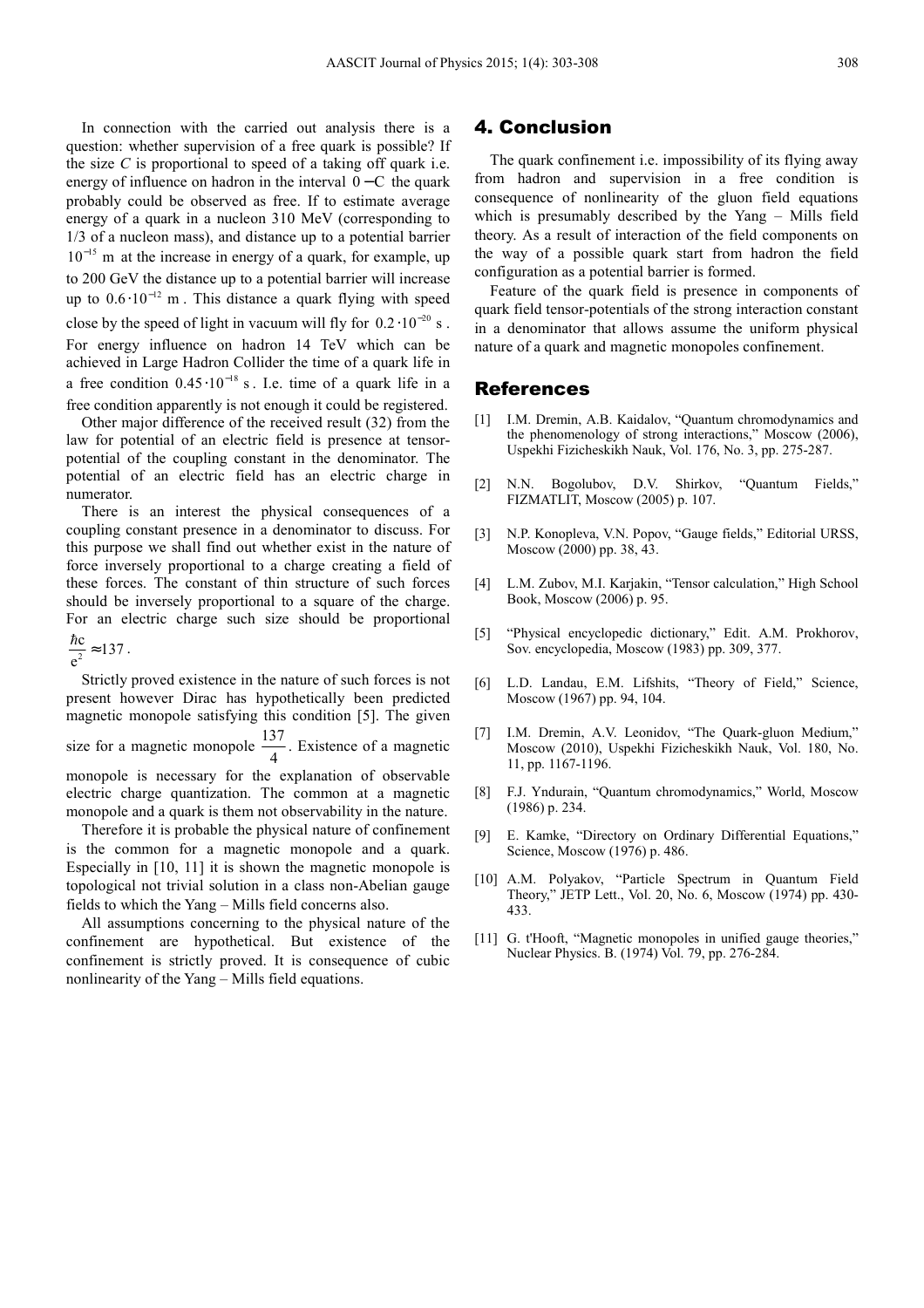In connection with the carried out analysis there is a question: whether supervision of a free quark is possible? If the size $C$ is proportional to speed of a taking off quark i.e. energy of influence on hadron in the interval $0-C$ the quark probably could be observed as free. If to estimate average energy of a quark in a nucleon 310 MeV (corresponding to 1/3 of a nucleon mass), and distance up to a potential barrier $10^{-15}$ m at the increase in energy of a quark, for example, up to 200 GeV the distance up to a potential barrier will increase up to $0.6 \cdot 10^{-12}$ m. This distance a quark flying with speed close by the speed of light in vacuum will fly for $0.2 \cdot 10^{-20}$ s. For energy influence on hadron 14 TeV which can be achieved in Large Hadron Collider the time of a quark life in a free condition $0.45 \cdot 10^{-18}$ s. I.e. time of a quark life in a free condition apparently is not enough it could be registered.

Other major difference of the received result (32) from the law for potential of an electric field is presence at tensor-potential of the coupling constant in the denominator. The potential of an electric field has an electric charge in numerator.

There is an interest the physical consequences of a coupling constant presence in a denominator to discuss. For this purpose we shall find out whether exist in the nature of force inversely proportional to a charge creating a field of these forces. The constant of thin structure of such forces should be inversely proportional to a square of the charge. For an electric charge such size should be proportional $\frac{\hbar c}{e^2} \approx 137$.

Strictly proved existence in the nature of such forces is not present however Dirac has hypothetically been predicted magnetic monopole satisfying this condition [5]. The given size for a magnetic monopole $\frac{137}{4}$. Existence of a magnetic monopole is necessary for the explanation of observable electric charge quantization. The common at a magnetic monopole and a quark is them not observability in the nature.

Therefore it is probable the physical nature of confinement is the common for a magnetic monopole and a quark. Especially in [10, 11] it is shown the magnetic monopole is topological not trivial solution in a class non-Abelian gauge fields to which the Yang – Mills field concerns also.

All assumptions concerning to the physical nature of the confinement are hypothetical. But existence of the confinement is strictly proved. It is consequence of cubic nonlinearity of the Yang – Mills field equations.

## 4. Conclusion

The quark confinement i.e. impossibility of its flying away from hadron and supervision in a free condition is consequence of nonlinearity of the gluon field equations which is presumably described by the Yang – Mills field theory. As a result of interaction of the field components on the way of a possible quark start from hadron the field configuration as a potential barrier is formed.

Feature of the quark field is presence in components of quark field tensor-potentials of the strong interaction constant in a denominator that allows assume the uniform physical nature of a quark and magnetic monopoles confinement.

## References

[1] I.M. Dremin, A.B. Kaidalov, "Quantum chromodynamics and the phenomenology of strong interactions," Moscow (2006), Uspekhi Fizicheskikh Nauk, Vol. 176, No. 3, pp. 275-287.

[2] N.N. Bogolubov, D.V. Shirkov, "Quantum Fields," FIZMATLIT, Moscow (2005) p. 107.

[3] N.P. Konopleva, V.N. Popov, "Gauge fields," Editorial URSS, Moscow (2000) pp. 38, 43.

[4] L.M. Zubov, M.I. Karjakin, "Tensor calculation," High School Book, Moscow (2006) p. 95.

[5] "Physical encyclopedic dictionary," Edit. A.M. Prokhorov, Sov. encyclopedia, Moscow (1983) pp. 309, 377.

[6] L.D. Landau, E.M. Lifshits, "Theory of Field," Science, Moscow (1967) pp. 94, 104.

[7] I.M. Dremin, A.V. Leonidov, "The Quark-gluon Medium," Moscow (2010), Uspekhi Fizicheskikh Nauk, Vol. 180, No. 11, pp. 1167-1196.

[8] F.J. Yndurain, "Quantum chromodynamics," World, Moscow (1986) p. 234.

[9] E. Kamke, "Directory on Ordinary Differential Equations," Science, Moscow (1976) p. 486.

[10] A.M. Polyakov, "Particle Spectrum in Quantum Field Theory," JETP Lett., Vol. 20, No. 6, Moscow (1974) pp. 430-433.

[11] G. t'Hooft, "Magnetic monopoles in unified gauge theories," Nuclear Physics. B. (1974) Vol. 79, pp. 276-284.